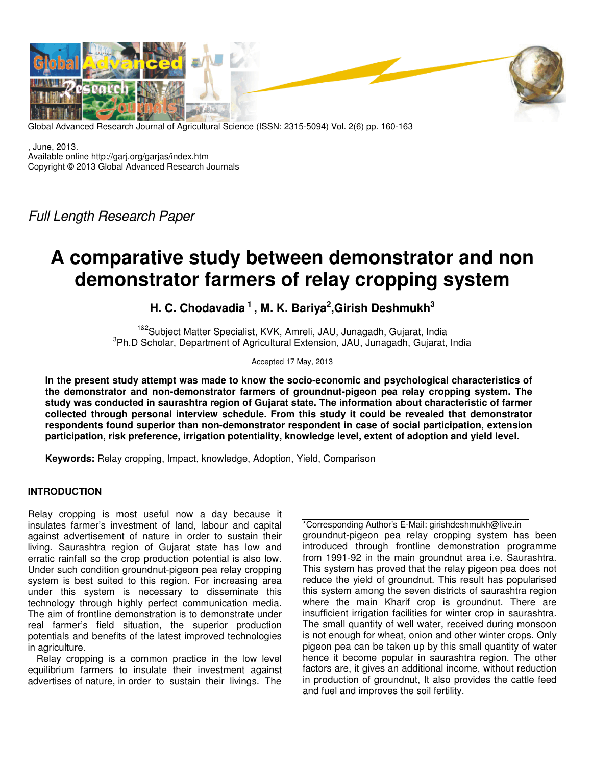Global Advanced Research Journal of Agricultural Science (ISSN: 2315-5094) Vol. 2(6) pp. 160-163

, June, 2013.
Available online http://garj.org/garjas/index.htm
Copyright © 2013 Global Advanced Research Journals

*Full Length Research Paper*

# A comparative study between demonstrator and non demonstrator farmers of relay cropping system

**H. C. Chodavadia [1], M. K. Bariya[2], Girish Deshmukh[3]**

[1&2]Subject Matter Specialist, KVK, Amreli, JAU, Junagadh, Gujarat, India
[3]Ph.D Scholar, Department of Agricultural Extension, JAU, Junagadh, Gujarat, India

Accepted 17 May, 2013

**In the present study attempt was made to know the socio-economic and psychological characteristics of the demonstrator and non-demonstrator farmers of groundnut-pigeon pea relay cropping system. The study was conducted in saurashtra region of Gujarat state. The information about characteristic of farmer collected through personal interview schedule. From this study it could be revealed that demonstrator respondents found superior than non-demonstrator respondent in case of social participation, extension participation, risk preference, irrigation potentiality, knowledge level, extent of adoption and yield level.**

**Keywords:** Relay cropping, Impact, knowledge, Adoption, Yield, Comparison

## INTRODUCTION

Relay cropping is most useful now a day because it insulates farmer's investment of land, labour and capital against advertisement of nature in order to sustain their living. Saurashtra region of Gujarat state has low and erratic rainfall so the crop production potential is also low. Under such condition groundnut-pigeon pea relay cropping system is best suited to this region. For increasing area under this system is necessary to disseminate this technology through highly perfect communication media. The aim of frontline demonstration is to demonstrate under real farmer's field situation, the superior production potentials and benefits of the latest improved technologies in agriculture.

Relay cropping is a common practice in the low level equilibrium farmers to insulate their investment against advertises of nature, in order to sustain their livings. The groundnut-pigeon pea relay cropping system has been introduced through frontline demonstration programme from 1991-92 in the main groundnut area i.e. Saurashtra. This system has proved that the relay pigeon pea does not reduce the yield of groundnut. This result has popularised this system among the seven districts of saurashtra region where the main Kharif crop is groundnut. There are insufficient irrigation facilities for winter crop in saurashtra. The small quantity of well water, received during monsoon is not enough for wheat, onion and other winter crops. Only pigeon pea can be taken up by this small quantity of water hence it become popular in saurashtra region. The other factors are, it gives an additional income, without reduction in production of groundnut, It also provides the cattle feed and fuel and improves the soil fertility.

*Corresponding Author's E-Mail: girishdeshmukh@live.in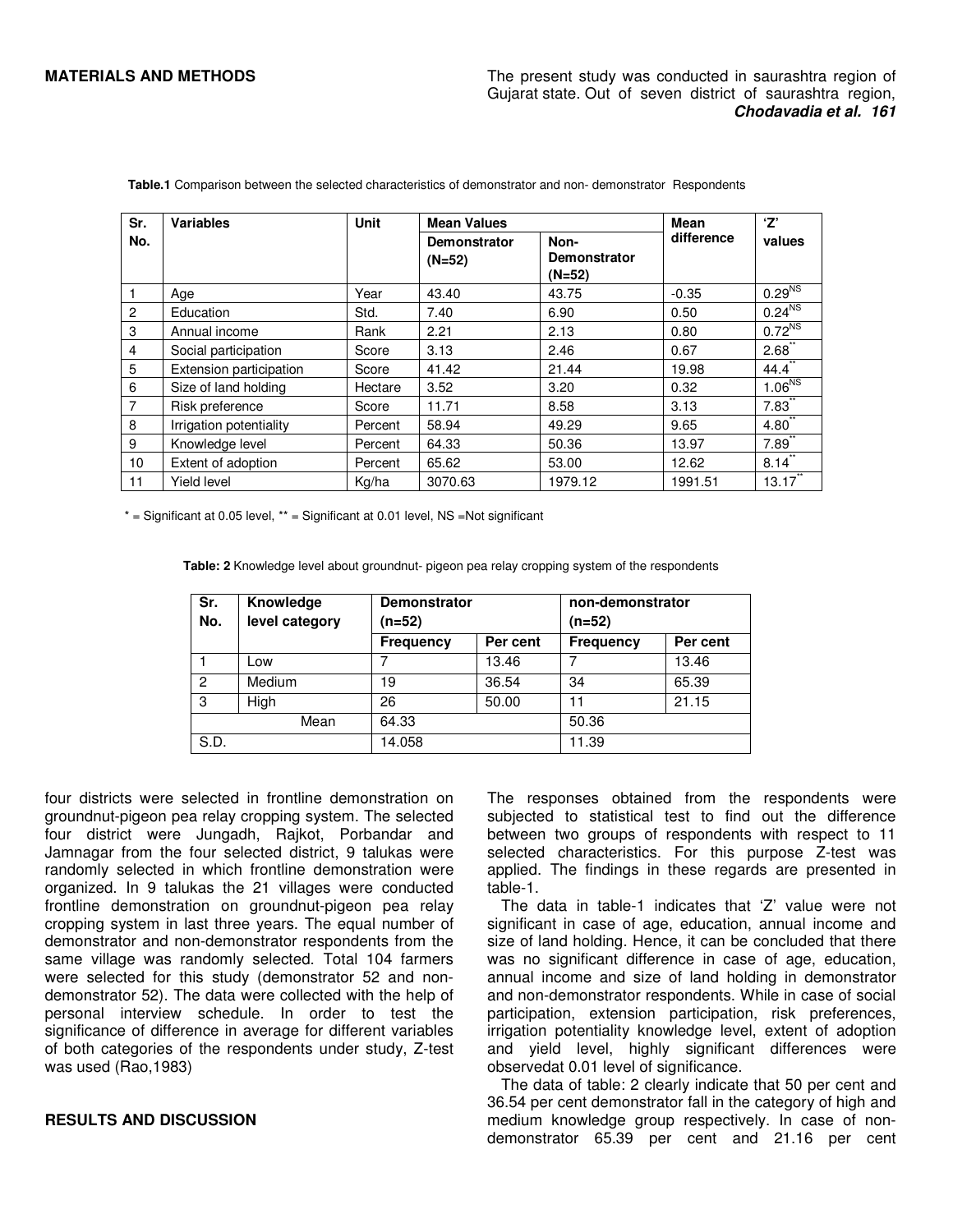## MATERIALS AND METHODS

The present study was conducted in saurashtra region of Gujarat state. Out of seven district of saurashtra region, four districts were selected in frontline demonstration on groundnut-pigeon pea relay cropping system. The selected four district were Jungadh, Rajkot, Porbandar and Jamnagar from the four selected district, 9 talukas were randomly selected in which frontline demonstration were organized. In 9 talukas the 21 villages were conducted frontline demonstration on groundnut-pigeon pea relay cropping system in last three years. The equal number of demonstrator and non-demonstrator respondents from the same village was randomly selected. Total 104 farmers were selected for this study (demonstrator 52 and non-demonstrator 52). The data were collected with the help of personal interview schedule. In order to test the significance of difference in average for different variables of both categories of the respondents under study, Z-test was used (Rao,1983)

**Table.1** Comparison between the selected characteristics of demonstrator and non- demonstrator Respondents

| Sr. No. | Variables | Unit | Mean Values | | Mean difference | 'Z' values |
|---|---|---|---|---|---|---|
| | | | Demonstrator (N=52) | Non-Demonstrator (N=52) | | |
| 1 | Age | Year | 43.40 | 43.75 | -0.35 | 0.29$^{NS}$ |
| 2 | Education | Std. | 7.40 | 6.90 | 0.50 | 0.24$^{NS}$ |
| 3 | Annual income | Rank | 2.21 | 2.13 | 0.80 | 0.72$^{NS}$ |
| 4 | Social participation | Score | 3.13 | 2.46 | 0.67 | 2.68$^{**}$ |
| 5 | Extension participation | Score | 41.42 | 21.44 | 19.98 | 44.4$^{**}$ |
| 6 | Size of land holding | Hectare | 3.52 | 3.20 | 0.32 | 1.06$^{NS}$ |
| 7 | Risk preference | Score | 11.71 | 8.58 | 3.13 | 7.83$^{**}$ |
| 8 | Irrigation potentiality | Percent | 58.94 | 49.29 | 9.65 | 4.80$^{**}$ |
| 9 | Knowledge level | Percent | 64.33 | 50.36 | 13.97 | 7.89$^{**}$ |
| 10 | Extent of adoption | Percent | 65.62 | 53.00 | 12.62 | 8.14$^{**}$ |
| 11 | Yield level | Kg/ha | 3070.63 | 1979.12 | 1991.51 | 13.17$^{**}$ |

\* = Significant at 0.05 level, ** = Significant at 0.01 level, NS =Not significant

**Table: 2** Knowledge level about groundnut- pigeon pea relay cropping system of the respondents

| Sr. No. | Knowledge level category | Demonstrator (n=52) | | non-demonstrator (n=52) | |
|---|---|---|---|---|---|
| | | Frequency | Per cent | Frequency | Per cent |
| 1 | Low | 7 | 13.46 | 7 | 13.46 |
| 2 | Medium | 19 | 36.54 | 34 | 65.39 |
| 3 | High | 26 | 50.00 | 11 | 21.15 |
| | Mean | 64.33 | | 50.36 | |
| S.D. | | 14.058 | | 11.39 | |

## RESULTS AND DISCUSSION

The responses obtained from the respondents were subjected to statistical test to find out the difference between two groups of respondents with respect to 11 selected characteristics. For this purpose Z-test was applied. The findings in these regards are presented in table-1.

The data in table-1 indicates that 'Z' value were not significant in case of age, education, annual income and size of land holding. Hence, it can be concluded that there was no significant difference in case of age, education, annual income and size of land holding in demonstrator and non-demonstrator respondents. While in case of social participation, extension participation, risk preferences, irrigation potentiality knowledge level, extent of adoption and yield level, highly significant differences were observedat 0.01 level of significance.

The data of table: 2 clearly indicate that 50 per cent and 36.54 per cent demonstrator fall in the category of high and medium knowledge group respectively. In case of non-demonstrator 65.39 per cent and 21.16 per cent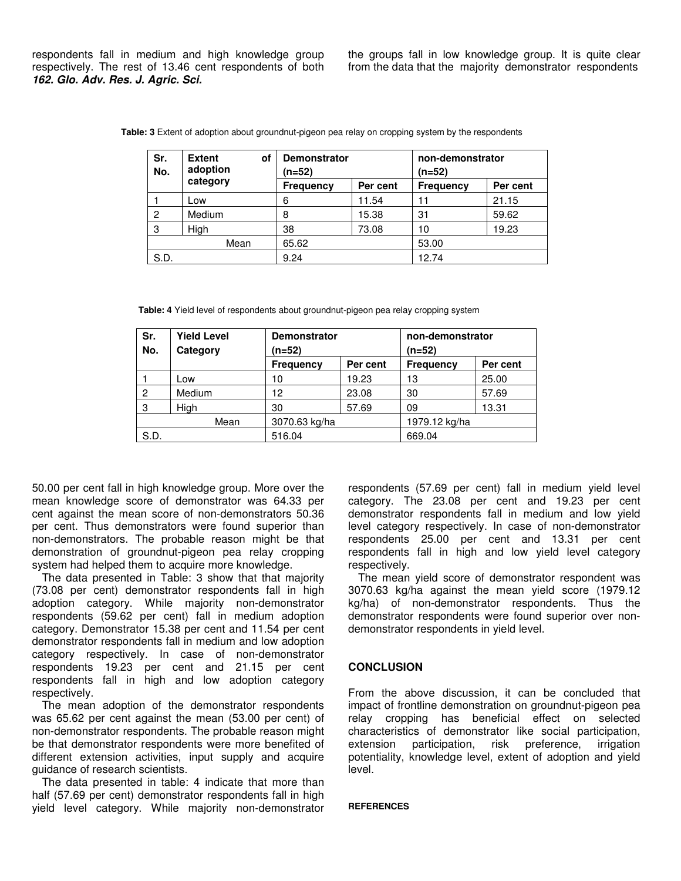respondents fall in medium and high knowledge group respectively. The rest of 13.46 cent respondents of both the groups fall in low knowledge group. It is quite clear from the data that the majority demonstrator respondents 50.00 per cent fall in high knowledge group. More over the mean knowledge score of demonstrator was 64.33 per cent against the mean score of non-demonstrators 50.36 per cent. Thus demonstrators were found superior than non-demonstrators. The probable reason might be that demonstration of groundnut-pigeon pea relay cropping system had helped them to acquire more knowledge.

**Table: 3** Extent of adoption about groundnut-pigeon pea relay on cropping system by the respondents

| Sr. No. | Extent of adoption category | Demonstrator (n=52) | | non-demonstrator (n=52) | |
|---|---|---|---|---|---|
| | | Frequency | Per cent | Frequency | Per cent |
| 1 | Low | 6 | 11.54 | 11 | 21.15 |
| 2 | Medium | 8 | 15.38 | 31 | 59.62 |
| 3 | High | 38 | 73.08 | 10 | 19.23 |
| | Mean | 65.62 | | 53.00 | |
| S.D. | | 9.24 | | 12.74 | |

**Table: 4** Yield level of respondents about groundnut-pigeon pea relay cropping system

| Sr. No. | Yield Level Category | Demonstrator (n=52) | | non-demonstrator (n=52) | |
|---|---|---|---|---|---|
| | | Frequency | Per cent | Frequency | Per cent |
| 1 | Low | 10 | 19.23 | 13 | 25.00 |
| 2 | Medium | 12 | 23.08 | 30 | 57.69 |
| 3 | High | 30 | 57.69 | 09 | 13.31 |
| | Mean | 3070.63 kg/ha | | 1979.12 kg/ha | |
| S.D. | | 516.04 | | 669.04 | |

The data presented in Table: 3 show that that majority (73.08 per cent) demonstrator respondents fall in high adoption category. While majority non-demonstrator respondents (59.62 per cent) fall in medium adoption category. Demonstrator 15.38 per cent and 11.54 per cent demonstrator respondents fall in medium and low adoption category respectively. In case of non-demonstrator respondents 19.23 per cent and 21.15 per cent respondents fall in high and low adoption category respectively.

The mean adoption of the demonstrator respondents was 65.62 per cent against the mean (53.00 per cent) of non-demonstrator respondents. The probable reason might be that demonstrator respondents were more benefited of different extension activities, input supply and acquire guidance of research scientists.

The data presented in table: 4 indicate that more than half (57.69 per cent) demonstrator respondents fall in high yield level category. While majority non-demonstrator respondents (57.69 per cent) fall in medium yield level category. The 23.08 per cent and 19.23 per cent demonstrator respondents fall in medium and low yield level category respectively. In case of non-demonstrator respondents 25.00 per cent and 13.31 per cent respondents fall in high and low yield level category respectively.

The mean yield score of demonstrator respondent was 3070.63 kg/ha against the mean yield score (1979.12 kg/ha) of non-demonstrator respondents. Thus the demonstrator respondents were found superior over non-demonstrator respondents in yield level.

## CONCLUSION

From the above discussion, it can be concluded that impact of frontline demonstration on groundnut-pigeon pea relay cropping has beneficial effect on selected characteristics of demonstrator like social participation, extension participation, risk preference, irrigation potentiality, knowledge level, extent of adoption and yield level.

## REFERENCES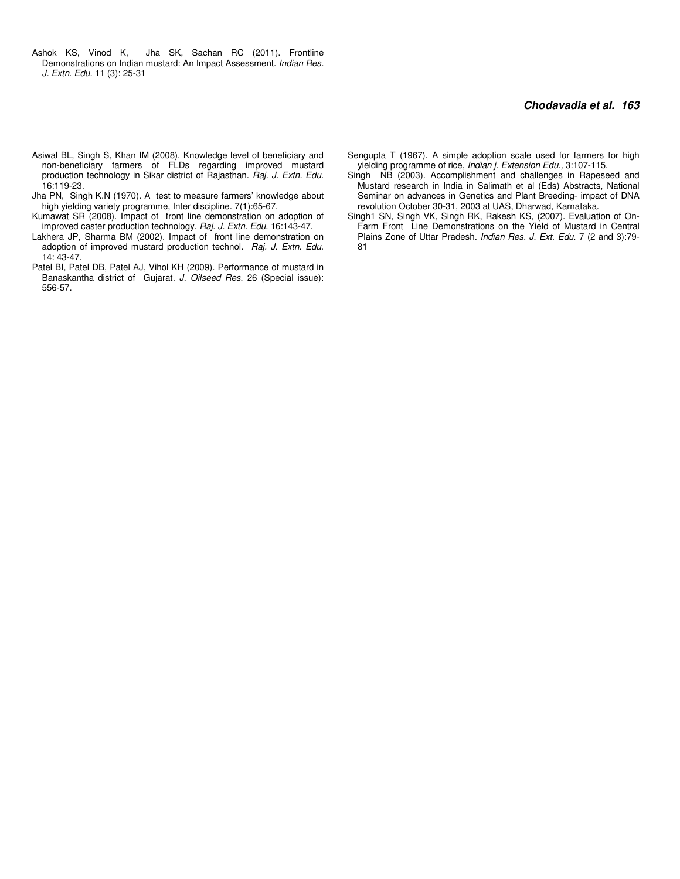Ashok KS, Vinod K, Jha SK, Sachan RC (2011). Frontline Demonstrations on Indian mustard: An Impact Assessment. *Indian Res. J. Extn. Edu.* 11 (3): 25-31

Asiwal BL, Singh S, Khan IM (2008). Knowledge level of beneficiary and non-beneficiary farmers of FLDs regarding improved mustard production technology in Sikar district of Rajasthan. *Raj. J. Extn. Edu.* 16:119-23.

Jha PN, Singh K.N (1970). A test to measure farmers' knowledge about high yielding variety programme, Inter discipline. 7(1):65-67.

Kumawat SR (2008). Impact of front line demonstration on adoption of improved caster production technology. *Raj. J. Extn. Edu.* 16:143-47.

Lakhera JP, Sharma BM (2002). Impact of front line demonstration on adoption of improved mustard production technol. *Raj. J. Extn. Edu.* 14: 43-47.

Patel BI, Patel DB, Patel AJ, Vihol KH (2009). Performance of mustard in Banaskantha district of Gujarat. *J. Oilseed Res.* 26 (Special issue): 556-57.

Sengupta T (1967). A simple adoption scale used for farmers for high yielding programme of rice, *Indian j. Extension Edu.,* 3:107-115.

Singh NB (2003). Accomplishment and challenges in Rapeseed and Mustard research in India in Salimath et al (Eds) Abstracts, National Seminar on advances in Genetics and Plant Breeding- impact of DNA revolution October 30-31, 2003 at UAS, Dharwad, Karnataka.

Singh1 SN, Singh VK, Singh RK, Rakesh KS, (2007). Evaluation of On-Farm Front Line Demonstrations on the Yield of Mustard in Central Plains Zone of Uttar Pradesh. *Indian Res. J. Ext. Edu.* 7 (2 and 3):79-81